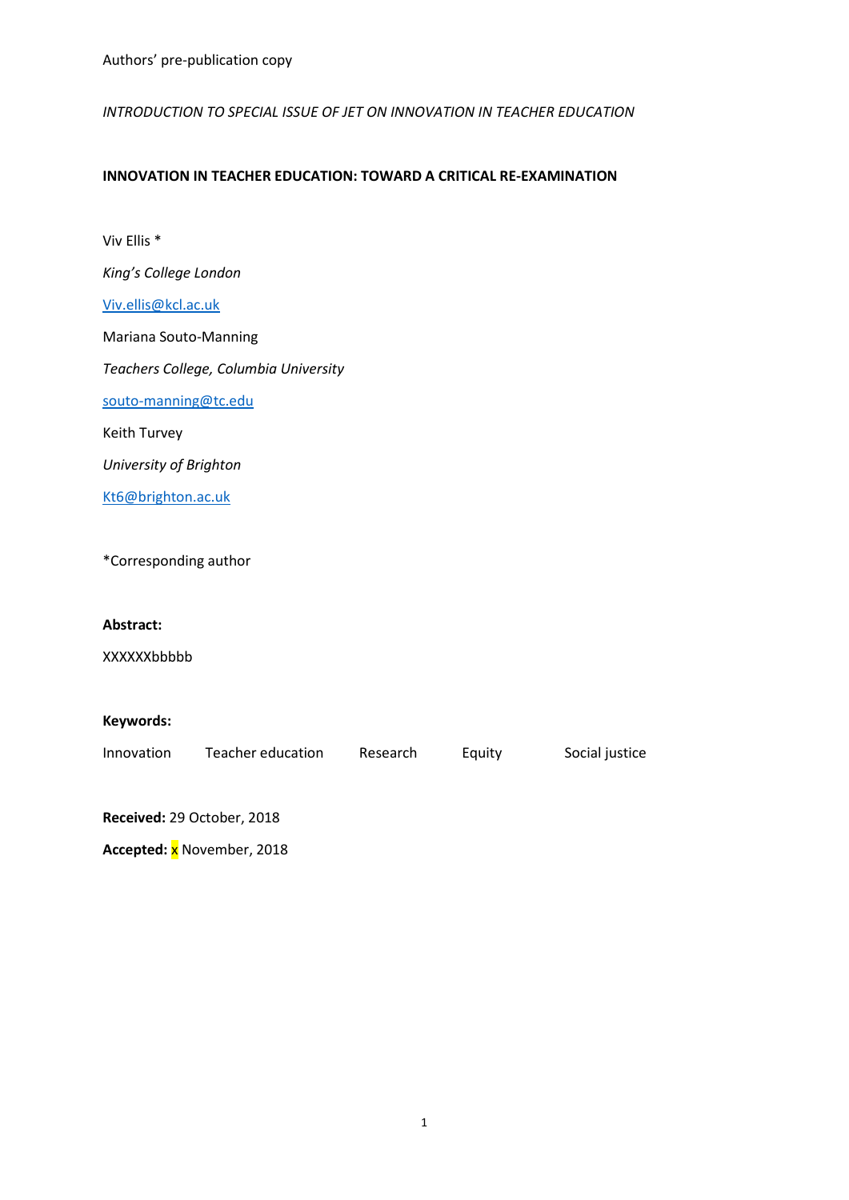Authors' pre-publication copy

*INTRODUCTION TO SPECIAL ISSUE OF JET ON INNOVATION IN TEACHER EDUCATION*

**INNOVATION IN TEACHER EDUCATION: TOWARD A CRITICAL RE-EXAMINATION**

Viv Ellis *

*King's College London*

Viv.ellis@kcl.ac.uk

Mariana Souto-Manning

*Teachers College, Columbia University*

souto-manning@tc.edu

Keith Turvey

*University of Brighton*

Kt6@brighton.ac.uk

*Corresponding author

**Abstract:**

XXXXXXbbbbb

**Keywords:**

Innovation Teacher education Research Equity Social justice

**Received:** 29 October, 2018

**Accepted:** x November, 2018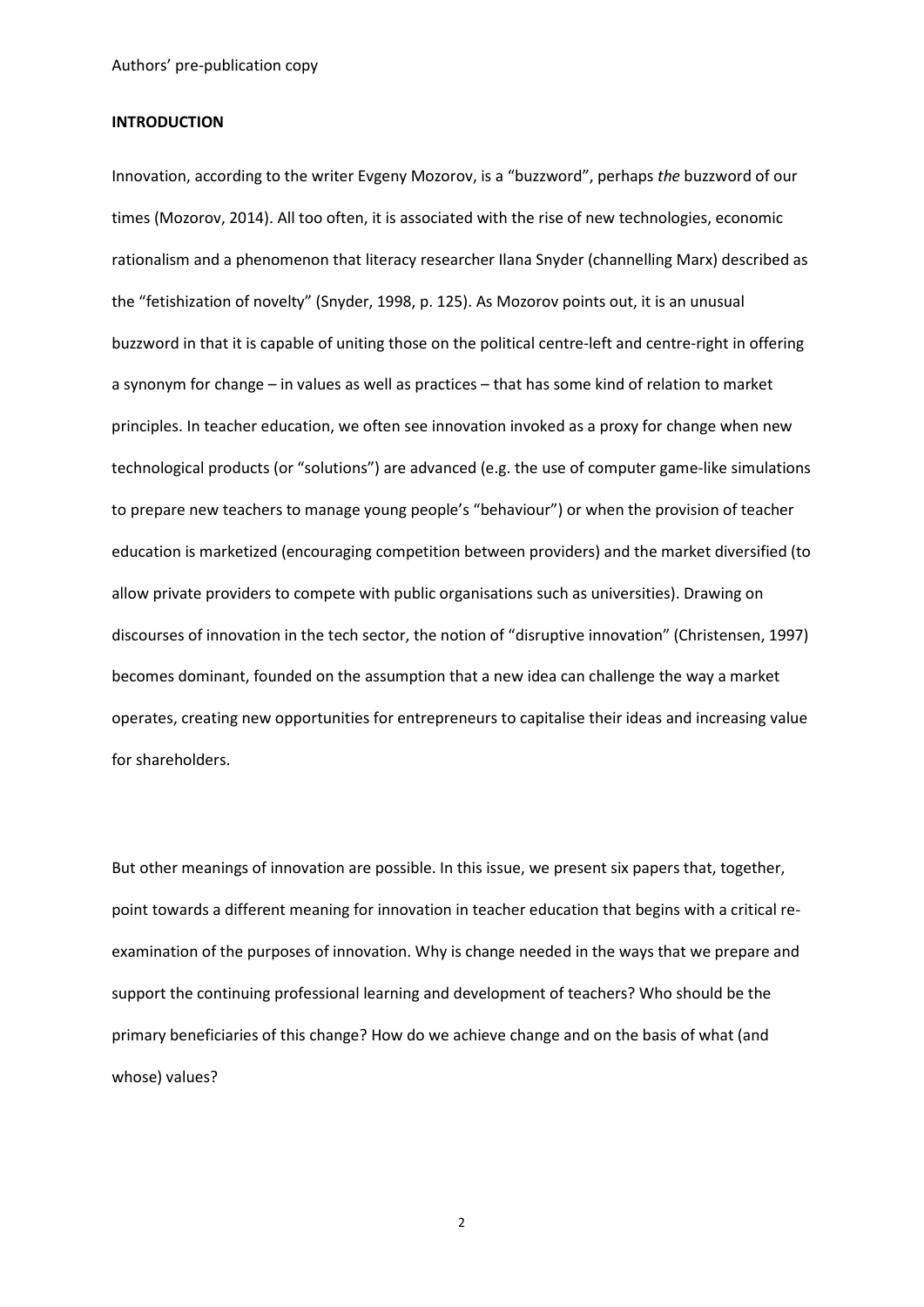**INTRODUCTION**

Innovation, according to the writer Evgeny Mozorov, is a "buzzword", perhaps *the* buzzword of our times (Mozorov, 2014). All too often, it is associated with the rise of new technologies, economic rationalism and a phenomenon that literacy researcher Ilana Snyder (channelling Marx) described as the "fetishization of novelty" (Snyder, 1998, p. 125). As Mozorov points out, it is an unusual buzzword in that it is capable of uniting those on the political centre-left and centre-right in offering a synonym for change – in values as well as practices – that has some kind of relation to market principles. In teacher education, we often see innovation invoked as a proxy for change when new technological products (or "solutions") are advanced (e.g. the use of computer game-like simulations to prepare new teachers to manage young people's "behaviour") or when the provision of teacher education is marketized (encouraging competition between providers) and the market diversified (to allow private providers to compete with public organisations such as universities). Drawing on discourses of innovation in the tech sector, the notion of "disruptive innovation" (Christensen, 1997) becomes dominant, founded on the assumption that a new idea can challenge the way a market operates, creating new opportunities for entrepreneurs to capitalise their ideas and increasing value for shareholders.

But other meanings of innovation are possible. In this issue, we present six papers that, together, point towards a different meaning for innovation in teacher education that begins with a critical re-examination of the purposes of innovation. Why is change needed in the ways that we prepare and support the continuing professional learning and development of teachers? Who should be the primary beneficiaries of this change? How do we achieve change and on the basis of what (and whose) values?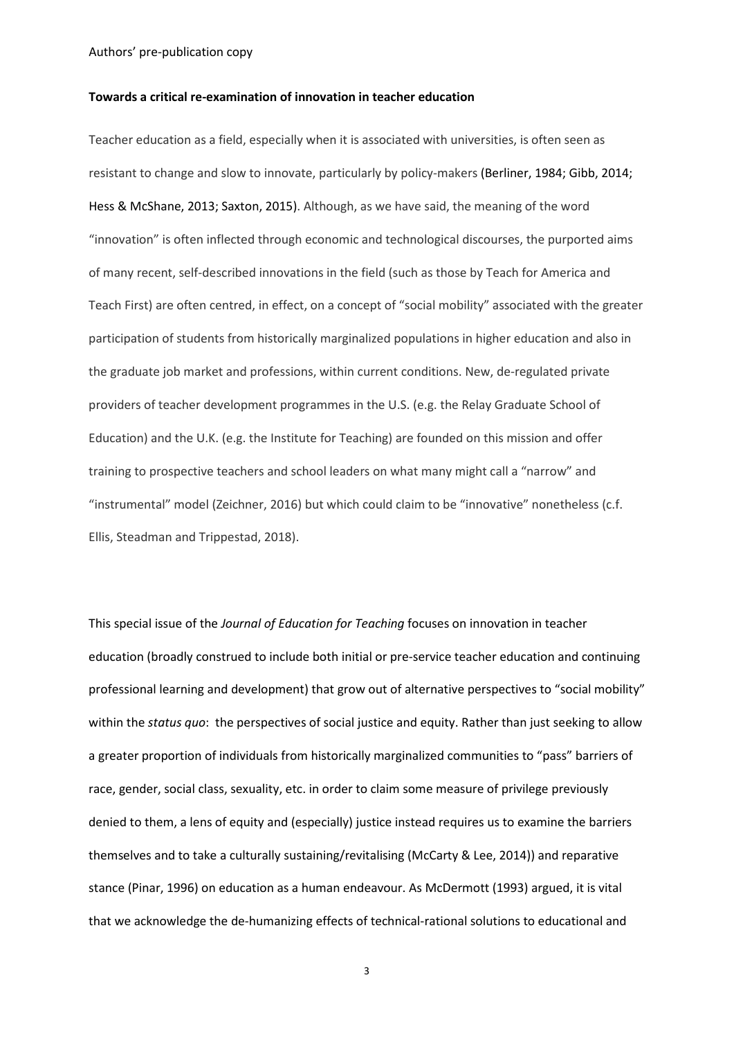**Towards a critical re-examination of innovation in teacher education**

Teacher education as a field, especially when it is associated with universities, is often seen as resistant to change and slow to innovate, particularly by policy-makers (Berliner, 1984; Gibb, 2014; Hess & McShane, 2013; Saxton, 2015). Although, as we have said, the meaning of the word "innovation" is often inflected through economic and technological discourses, the purported aims of many recent, self-described innovations in the field (such as those by Teach for America and Teach First) are often centred, in effect, on a concept of "social mobility" associated with the greater participation of students from historically marginalized populations in higher education and also in the graduate job market and professions, within current conditions. New, de-regulated private providers of teacher development programmes in the U.S. (e.g. the Relay Graduate School of Education) and the U.K. (e.g. the Institute for Teaching) are founded on this mission and offer training to prospective teachers and school leaders on what many might call a "narrow" and "instrumental" model (Zeichner, 2016) but which could claim to be "innovative" nonetheless (c.f. Ellis, Steadman and Trippestad, 2018).

This special issue of the *Journal of Education for Teaching* focuses on innovation in teacher education (broadly construed to include both initial or pre-service teacher education and continuing professional learning and development) that grow out of alternative perspectives to "social mobility" within the *status quo*: the perspectives of social justice and equity. Rather than just seeking to allow a greater proportion of individuals from historically marginalized communities to "pass" barriers of race, gender, social class, sexuality, etc. in order to claim some measure of privilege previously denied to them, a lens of equity and (especially) justice instead requires us to examine the barriers themselves and to take a culturally sustaining/revitalising (McCarty & Lee, 2014)) and reparative stance (Pinar, 1996) on education as a human endeavour. As McDermott (1993) argued, it is vital that we acknowledge the de-humanizing effects of technical-rational solutions to educational and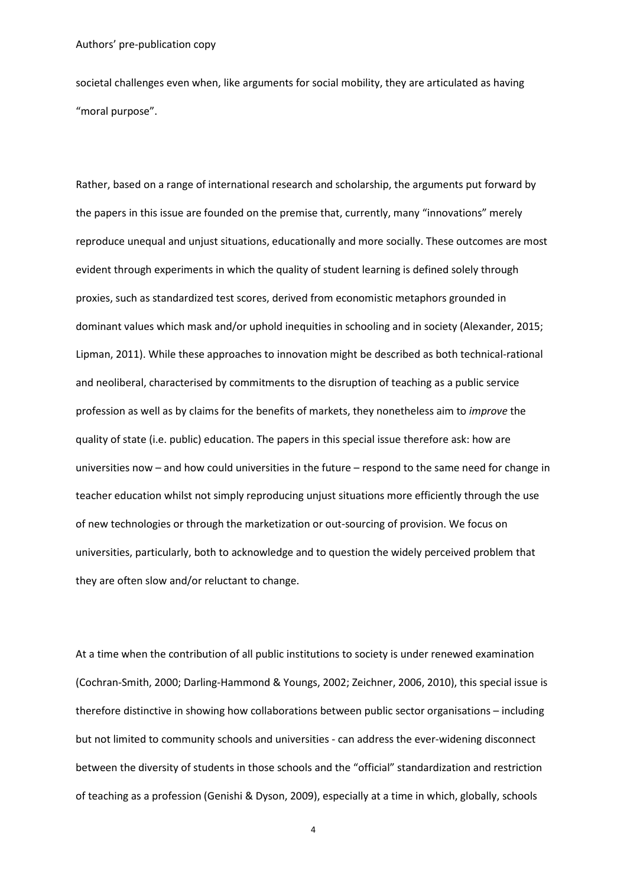societal challenges even when, like arguments for social mobility, they are articulated as having "moral purpose".

Rather, based on a range of international research and scholarship, the arguments put forward by the papers in this issue are founded on the premise that, currently, many "innovations" merely reproduce unequal and unjust situations, educationally and more socially. These outcomes are most evident through experiments in which the quality of student learning is defined solely through proxies, such as standardized test scores, derived from economistic metaphors grounded in dominant values which mask and/or uphold inequities in schooling and in society (Alexander, 2015; Lipman, 2011). While these approaches to innovation might be described as both technical-rational and neoliberal, characterised by commitments to the disruption of teaching as a public service profession as well as by claims for the benefits of markets, they nonetheless aim to *improve* the quality of state (i.e. public) education. The papers in this special issue therefore ask: how are universities now – and how could universities in the future – respond to the same need for change in teacher education whilst not simply reproducing unjust situations more efficiently through the use of new technologies or through the marketization or out-sourcing of provision. We focus on universities, particularly, both to acknowledge and to question the widely perceived problem that they are often slow and/or reluctant to change.

At a time when the contribution of all public institutions to society is under renewed examination (Cochran-Smith, 2000; Darling-Hammond & Youngs, 2002; Zeichner, 2006, 2010), this special issue is therefore distinctive in showing how collaborations between public sector organisations – including but not limited to community schools and universities - can address the ever-widening disconnect between the diversity of students in those schools and the "official" standardization and restriction of teaching as a profession (Genishi & Dyson, 2009), especially at a time in which, globally, schools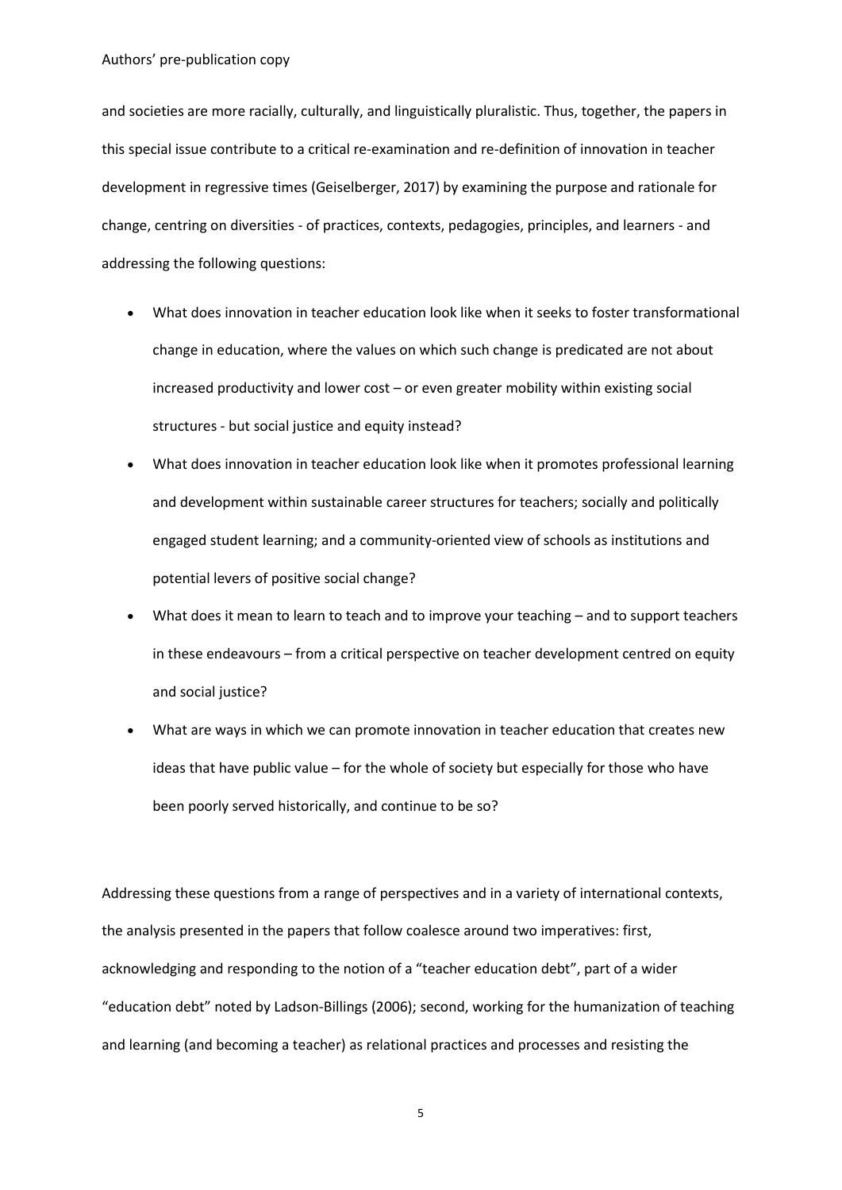and societies are more racially, culturally, and linguistically pluralistic. Thus, together, the papers in this special issue contribute to a critical re-examination and re-definition of innovation in teacher development in regressive times (Geiselberger, 2017) by examining the purpose and rationale for change, centring on diversities - of practices, contexts, pedagogies, principles, and learners - and addressing the following questions:

- What does innovation in teacher education look like when it seeks to foster transformational change in education, where the values on which such change is predicated are not about increased productivity and lower cost – or even greater mobility within existing social structures - but social justice and equity instead?
- What does innovation in teacher education look like when it promotes professional learning and development within sustainable career structures for teachers; socially and politically engaged student learning; and a community-oriented view of schools as institutions and potential levers of positive social change?
- What does it mean to learn to teach and to improve your teaching – and to support teachers in these endeavours – from a critical perspective on teacher development centred on equity and social justice?
- What are ways in which we can promote innovation in teacher education that creates new ideas that have public value – for the whole of society but especially for those who have been poorly served historically, and continue to be so?

Addressing these questions from a range of perspectives and in a variety of international contexts, the analysis presented in the papers that follow coalesce around two imperatives: first, acknowledging and responding to the notion of a "teacher education debt", part of a wider "education debt" noted by Ladson-Billings (2006); second, working for the humanization of teaching and learning (and becoming a teacher) as relational practices and processes and resisting the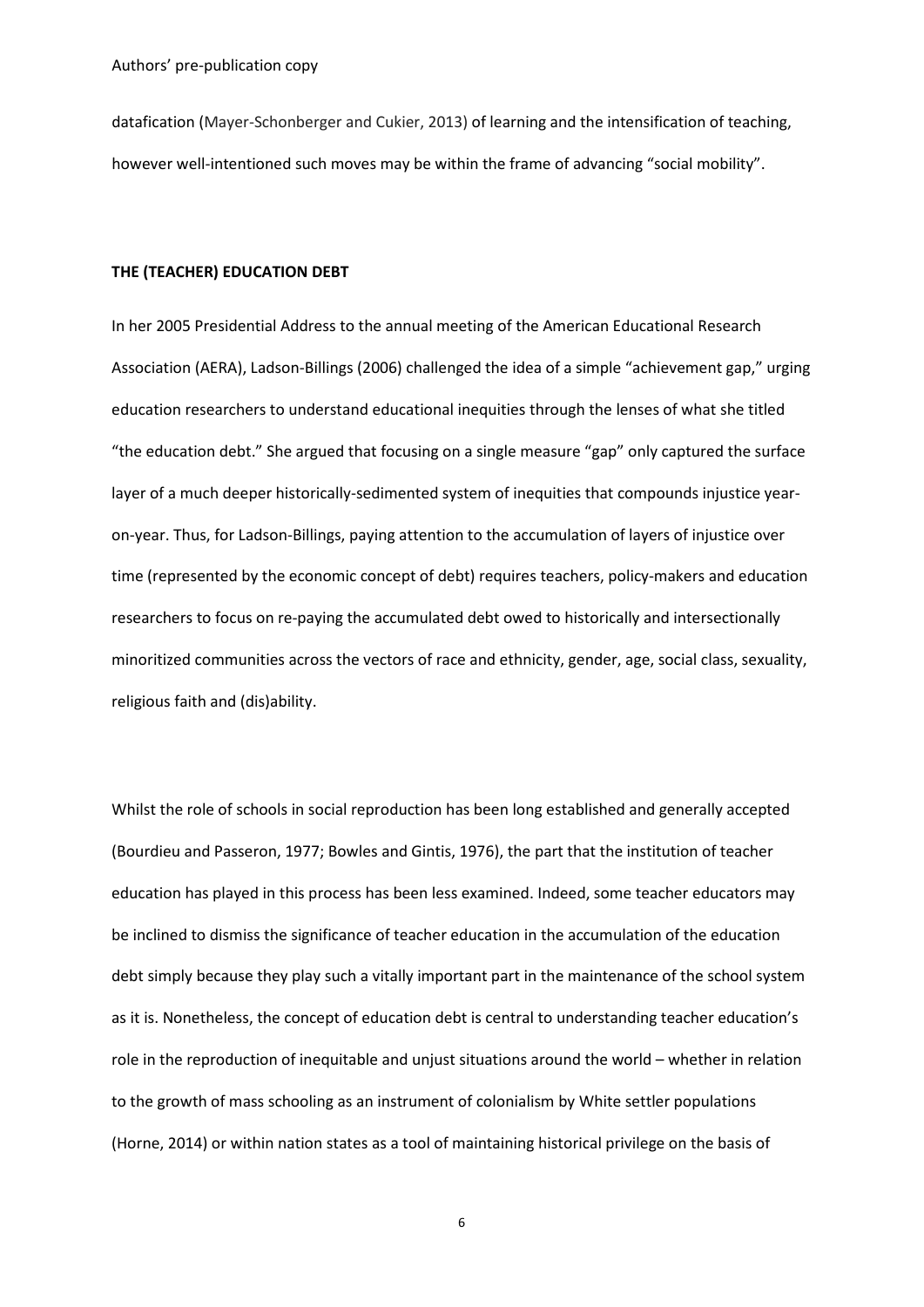datafication (Mayer-Schonberger and Cukier, 2013) of learning and the intensification of teaching, however well-intentioned such moves may be within the frame of advancing "social mobility".

**THE (TEACHER) EDUCATION DEBT**

In her 2005 Presidential Address to the annual meeting of the American Educational Research Association (AERA), Ladson-Billings (2006) challenged the idea of a simple "achievement gap," urging education researchers to understand educational inequities through the lenses of what she titled "the education debt." She argued that focusing on a single measure "gap" only captured the surface layer of a much deeper historically-sedimented system of inequities that compounds injustice year-on-year. Thus, for Ladson-Billings, paying attention to the accumulation of layers of injustice over time (represented by the economic concept of debt) requires teachers, policy-makers and education researchers to focus on re-paying the accumulated debt owed to historically and intersectionally minoritized communities across the vectors of race and ethnicity, gender, age, social class, sexuality, religious faith and (dis)ability.

Whilst the role of schools in social reproduction has been long established and generally accepted (Bourdieu and Passeron, 1977; Bowles and Gintis, 1976), the part that the institution of teacher education has played in this process has been less examined. Indeed, some teacher educators may be inclined to dismiss the significance of teacher education in the accumulation of the education debt simply because they play such a vitally important part in the maintenance of the school system as it is. Nonetheless, the concept of education debt is central to understanding teacher education's role in the reproduction of inequitable and unjust situations around the world – whether in relation to the growth of mass schooling as an instrument of colonialism by White settler populations (Horne, 2014) or within nation states as a tool of maintaining historical privilege on the basis of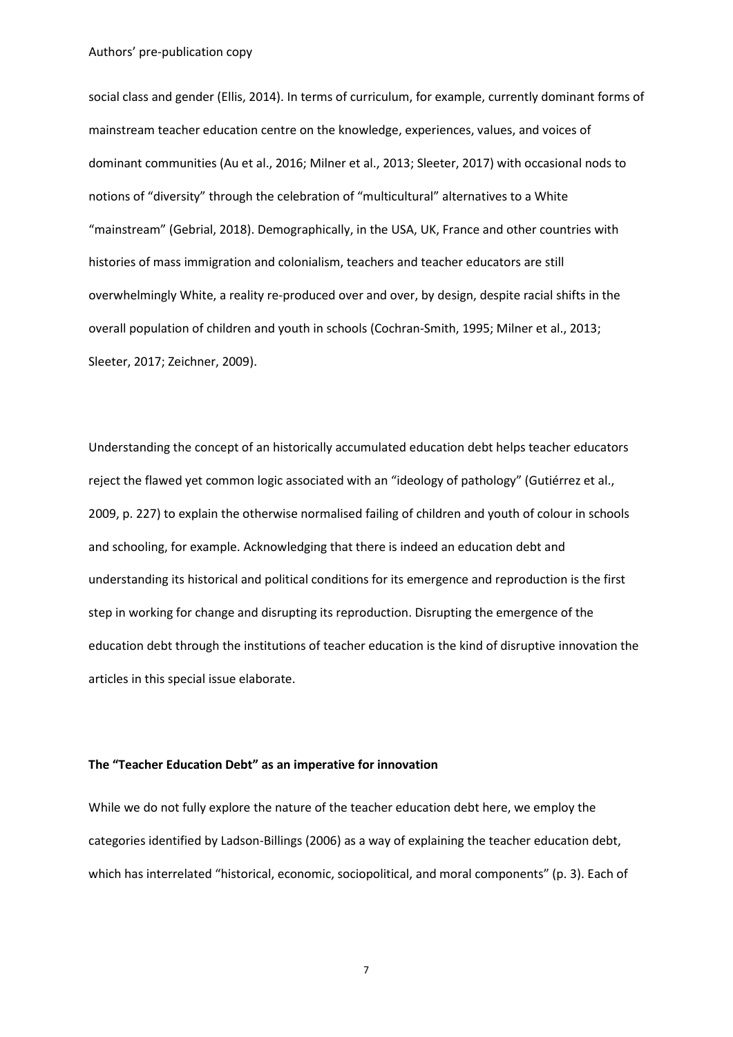social class and gender (Ellis, 2014). In terms of curriculum, for example, currently dominant forms of mainstream teacher education centre on the knowledge, experiences, values, and voices of dominant communities (Au et al., 2016; Milner et al., 2013; Sleeter, 2017) with occasional nods to notions of "diversity" through the celebration of "multicultural" alternatives to a White "mainstream" (Gebrial, 2018). Demographically, in the USA, UK, France and other countries with histories of mass immigration and colonialism, teachers and teacher educators are still overwhelmingly White, a reality re-produced over and over, by design, despite racial shifts in the overall population of children and youth in schools (Cochran-Smith, 1995; Milner et al., 2013; Sleeter, 2017; Zeichner, 2009).

Understanding the concept of an historically accumulated education debt helps teacher educators reject the flawed yet common logic associated with an "ideology of pathology" (Gutiérrez et al., 2009, p. 227) to explain the otherwise normalised failing of children and youth of colour in schools and schooling, for example. Acknowledging that there is indeed an education debt and understanding its historical and political conditions for its emergence and reproduction is the first step in working for change and disrupting its reproduction. Disrupting the emergence of the education debt through the institutions of teacher education is the kind of disruptive innovation the articles in this special issue elaborate.

### The "Teacher Education Debt" as an imperative for innovation

While we do not fully explore the nature of the teacher education debt here, we employ the categories identified by Ladson-Billings (2006) as a way of explaining the teacher education debt, which has interrelated "historical, economic, sociopolitical, and moral components" (p. 3). Each of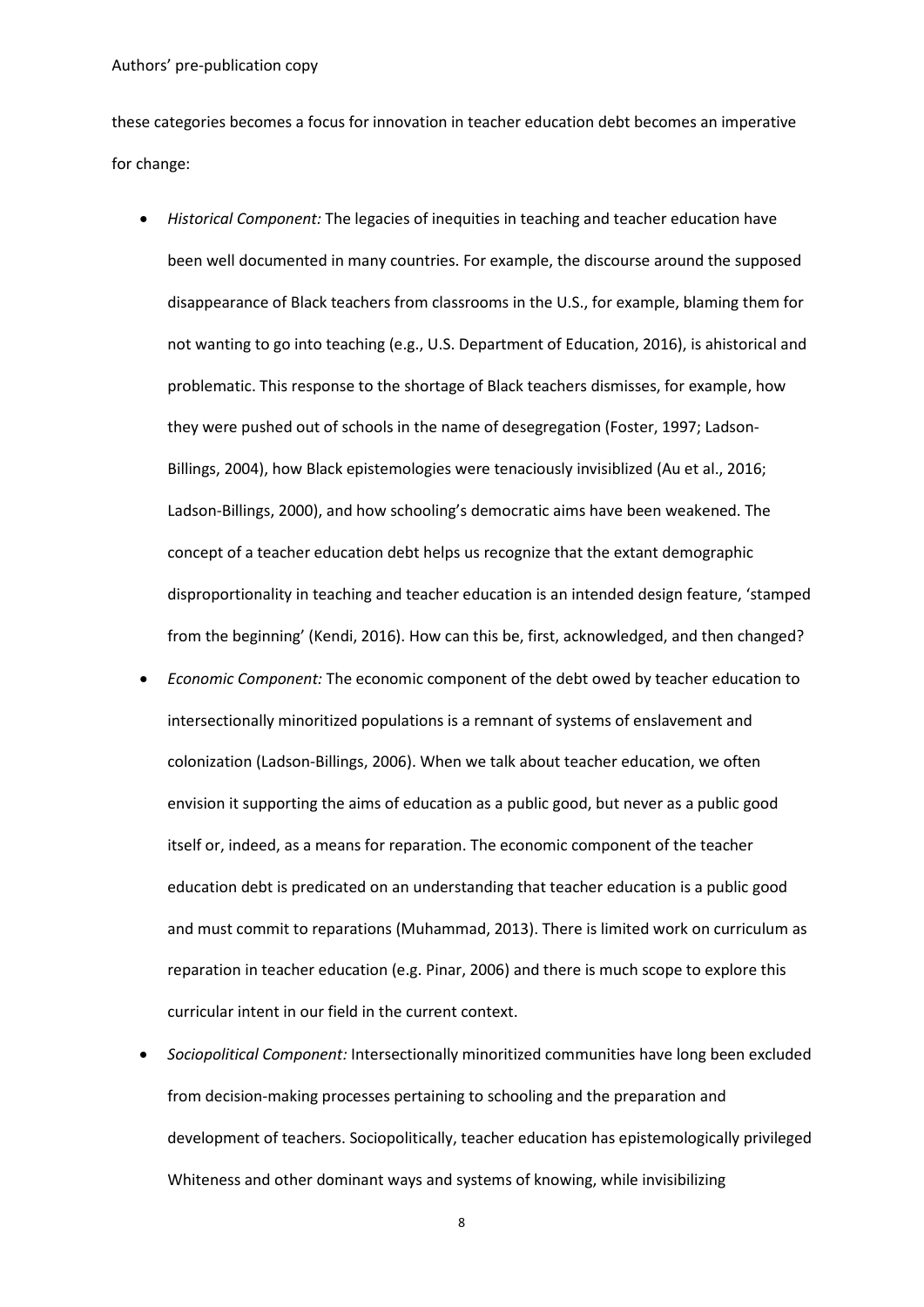these categories becomes a focus for innovation in teacher education debt becomes an imperative for change:

- *Historical Component:* The legacies of inequities in teaching and teacher education have been well documented in many countries. For example, the discourse around the supposed disappearance of Black teachers from classrooms in the U.S., for example, blaming them for not wanting to go into teaching (e.g., U.S. Department of Education, 2016), is ahistorical and problematic. This response to the shortage of Black teachers dismisses, for example, how they were pushed out of schools in the name of desegregation (Foster, 1997; Ladson-Billings, 2004), how Black epistemologies were tenaciously invisiblized (Au et al., 2016; Ladson-Billings, 2000), and how schooling's democratic aims have been weakened. The concept of a teacher education debt helps us recognize that the extant demographic disproportionality in teaching and teacher education is an intended design feature, 'stamped from the beginning' (Kendi, 2016). How can this be, first, acknowledged, and then changed?
- *Economic Component:* The economic component of the debt owed by teacher education to intersectionally minoritized populations is a remnant of systems of enslavement and colonization (Ladson-Billings, 2006). When we talk about teacher education, we often envision it supporting the aims of education as a public good, but never as a public good itself or, indeed, as a means for reparation. The economic component of the teacher education debt is predicated on an understanding that teacher education is a public good and must commit to reparations (Muhammad, 2013). There is limited work on curriculum as reparation in teacher education (e.g. Pinar, 2006) and there is much scope to explore this curricular intent in our field in the current context.
- *Sociopolitical Component:* Intersectionally minoritized communities have long been excluded from decision-making processes pertaining to schooling and the preparation and development of teachers. Sociopolitically, teacher education has epistemologically privileged Whiteness and other dominant ways and systems of knowing, while invisibilizing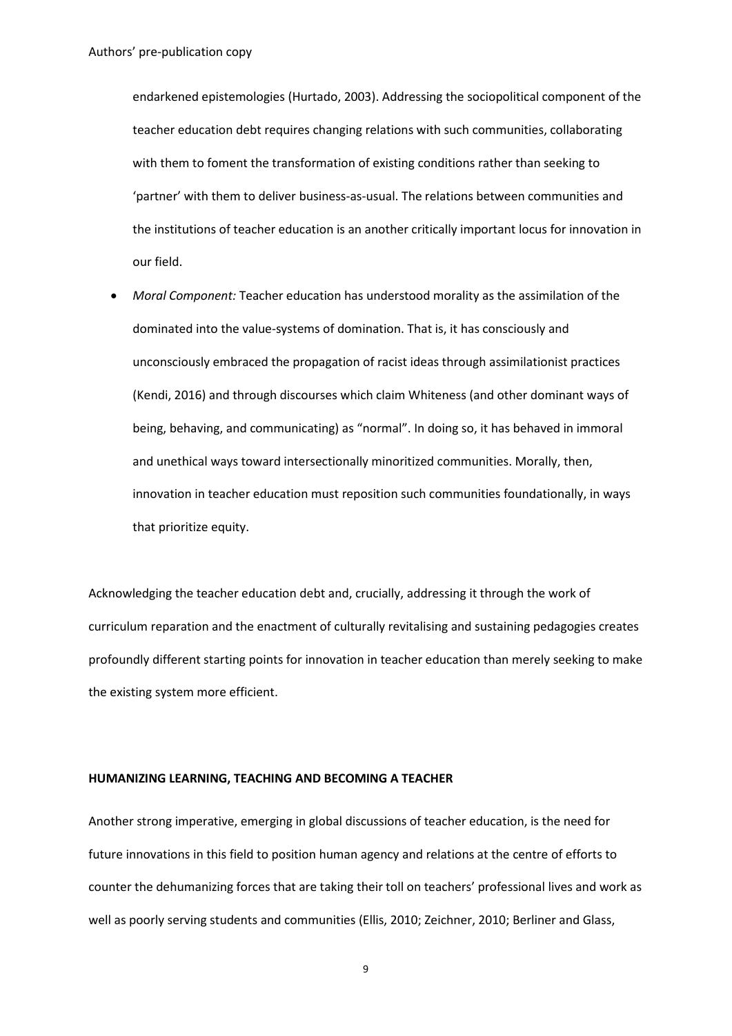endarkened epistemologies (Hurtado, 2003). Addressing the sociopolitical component of the teacher education debt requires changing relations with such communities, collaborating with them to foment the transformation of existing conditions rather than seeking to 'partner' with them to deliver business-as-usual. The relations between communities and the institutions of teacher education is an another critically important locus for innovation in our field.

- *Moral Component:* Teacher education has understood morality as the assimilation of the dominated into the value-systems of domination. That is, it has consciously and unconsciously embraced the propagation of racist ideas through assimilationist practices (Kendi, 2016) and through discourses which claim Whiteness (and other dominant ways of being, behaving, and communicating) as "normal". In doing so, it has behaved in immoral and unethical ways toward intersectionally minoritized communities. Morally, then, innovation in teacher education must reposition such communities foundationally, in ways that prioritize equity.

Acknowledging the teacher education debt and, crucially, addressing it through the work of curriculum reparation and the enactment of culturally revitalising and sustaining pedagogies creates profoundly different starting points for innovation in teacher education than merely seeking to make the existing system more efficient.

**HUMANIZING LEARNING, TEACHING AND BECOMING A TEACHER**

Another strong imperative, emerging in global discussions of teacher education, is the need for future innovations in this field to position human agency and relations at the centre of efforts to counter the dehumanizing forces that are taking their toll on teachers' professional lives and work as well as poorly serving students and communities (Ellis, 2010; Zeichner, 2010; Berliner and Glass,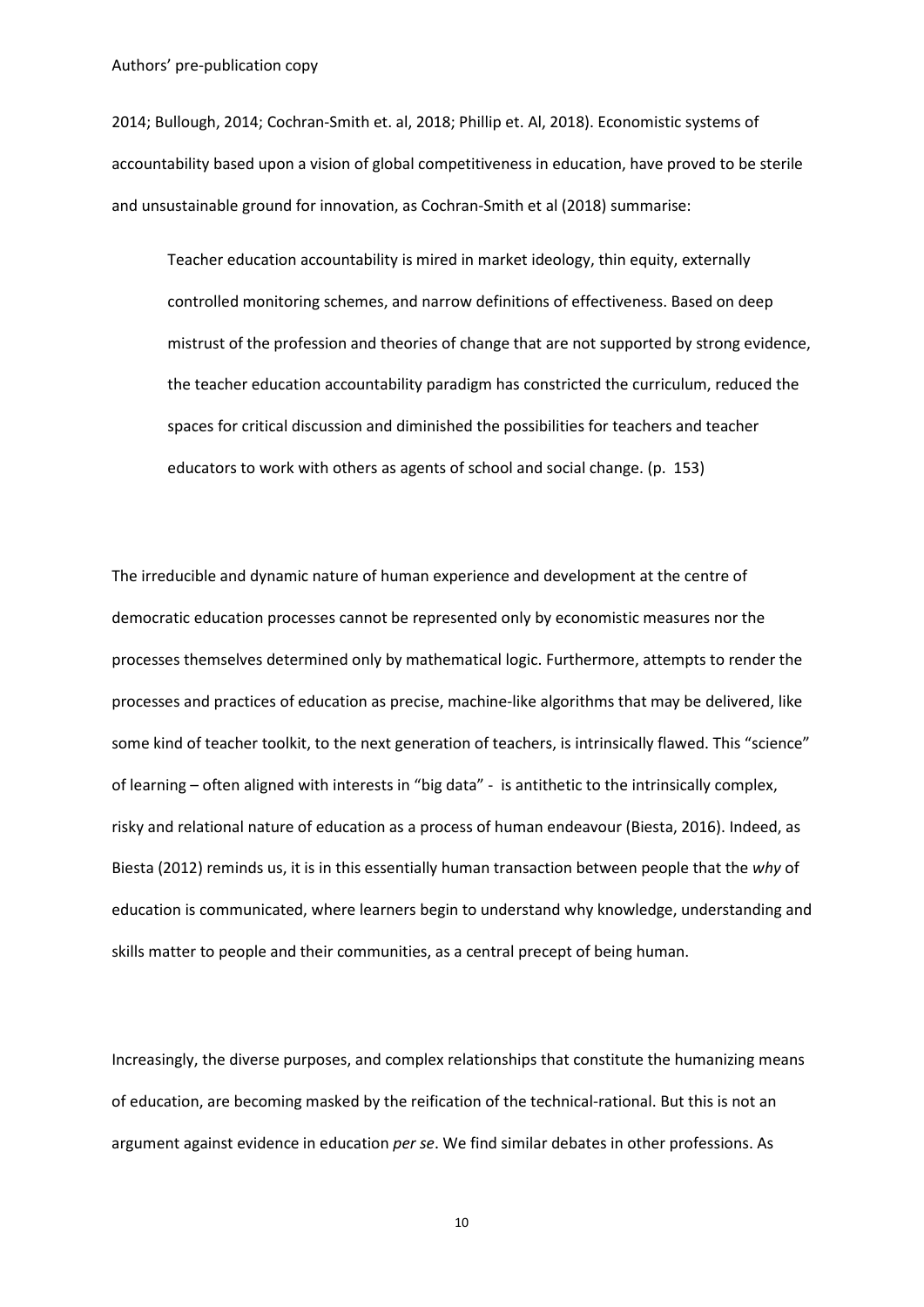2014; Bullough, 2014; Cochran-Smith et. al, 2018; Phillip et. Al, 2018). Economistic systems of accountability based upon a vision of global competitiveness in education, have proved to be sterile and unsustainable ground for innovation, as Cochran-Smith et al (2018) summarise:

> Teacher education accountability is mired in market ideology, thin equity, externally controlled monitoring schemes, and narrow definitions of effectiveness. Based on deep mistrust of the profession and theories of change that are not supported by strong evidence, the teacher education accountability paradigm has constricted the curriculum, reduced the spaces for critical discussion and diminished the possibilities for teachers and teacher educators to work with others as agents of school and social change. (p. 153)

The irreducible and dynamic nature of human experience and development at the centre of democratic education processes cannot be represented only by economistic measures nor the processes themselves determined only by mathematical logic. Furthermore, attempts to render the processes and practices of education as precise, machine-like algorithms that may be delivered, like some kind of teacher toolkit, to the next generation of teachers, is intrinsically flawed. This "science" of learning – often aligned with interests in "big data" - is antithetic to the intrinsically complex, risky and relational nature of education as a process of human endeavour (Biesta, 2016). Indeed, as Biesta (2012) reminds us, it is in this essentially human transaction between people that the *why* of education is communicated, where learners begin to understand why knowledge, understanding and skills matter to people and their communities, as a central precept of being human.

Increasingly, the diverse purposes, and complex relationships that constitute the humanizing means of education, are becoming masked by the reification of the technical-rational. But this is not an argument against evidence in education *per se*. We find similar debates in other professions. As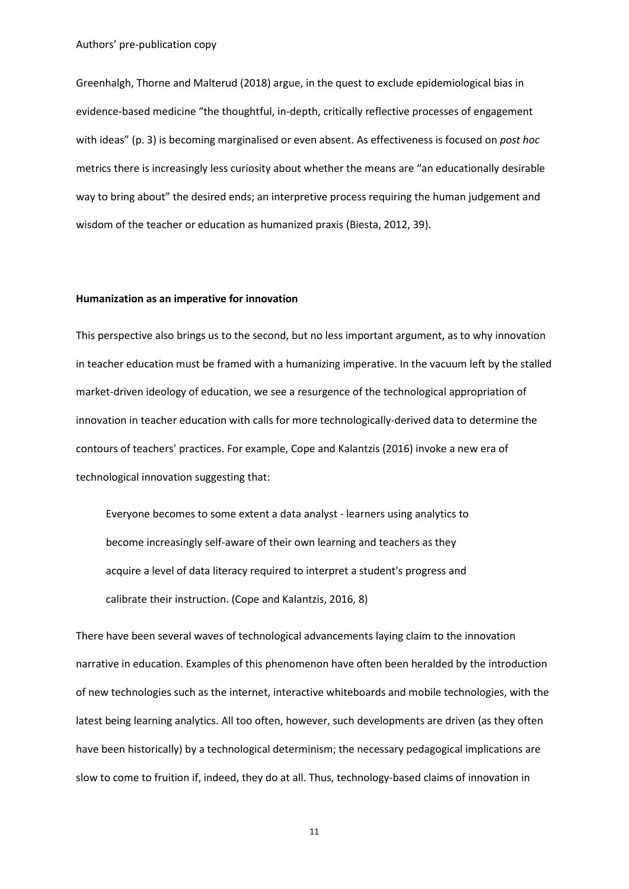Greenhalgh, Thorne and Malterud (2018) argue, in the quest to exclude epidemiological bias in evidence-based medicine "the thoughtful, in-depth, critically reflective processes of engagement with ideas" (p. 3) is becoming marginalised or even absent. As effectiveness is focused on *post hoc* metrics there is increasingly less curiosity about whether the means are "an educationally desirable way to bring about" the desired ends; an interpretive process requiring the human judgement and wisdom of the teacher or education as humanized praxis (Biesta, 2012, 39).

**Humanization as an imperative for innovation**

This perspective also brings us to the second, but no less important argument, as to why innovation in teacher education must be framed with a humanizing imperative. In the vacuum left by the stalled market-driven ideology of education, we see a resurgence of the technological appropriation of innovation in teacher education with calls for more technologically-derived data to determine the contours of teachers' practices. For example, Cope and Kalantzis (2016) invoke a new era of technological innovation suggesting that:

> Everyone becomes to some extent a data analyst - learners using analytics to become increasingly self-aware of their own learning and teachers as they acquire a level of data literacy required to interpret a student's progress and calibrate their instruction. (Cope and Kalantzis, 2016, 8)

There have been several waves of technological advancements laying claim to the innovation narrative in education. Examples of this phenomenon have often been heralded by the introduction of new technologies such as the internet, interactive whiteboards and mobile technologies, with the latest being learning analytics. All too often, however, such developments are driven (as they often have been historically) by a technological determinism; the necessary pedagogical implications are slow to come to fruition if, indeed, they do at all. Thus, technology-based claims of innovation in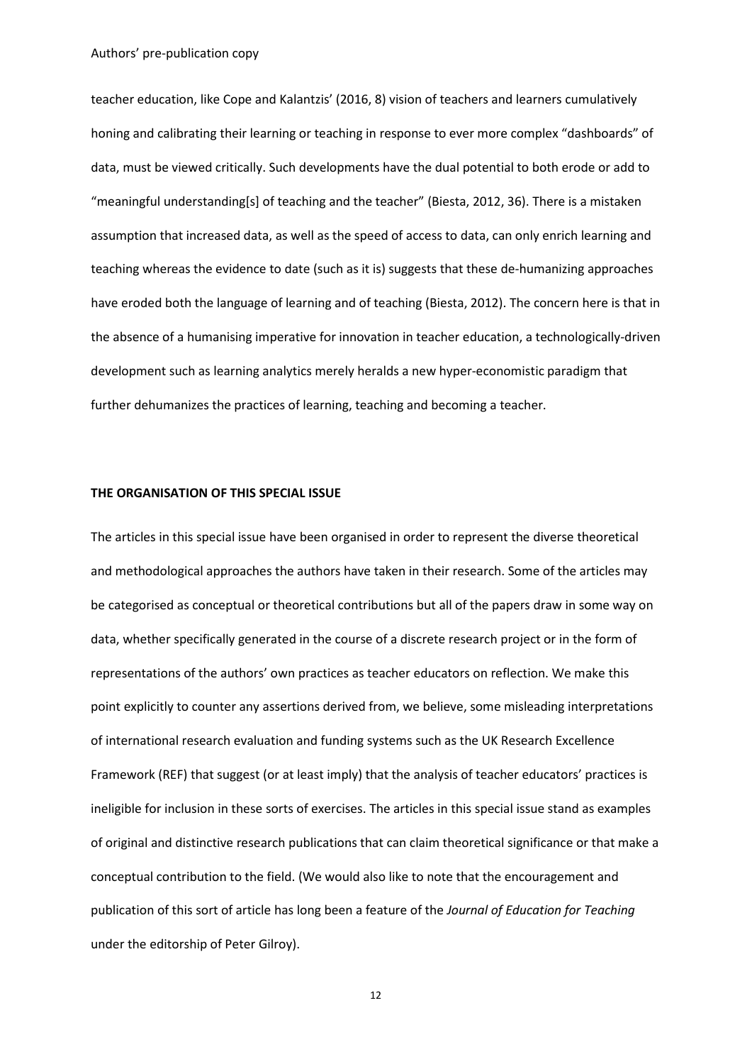teacher education, like Cope and Kalantzis' (2016, 8) vision of teachers and learners cumulatively honing and calibrating their learning or teaching in response to ever more complex "dashboards" of data, must be viewed critically. Such developments have the dual potential to both erode or add to "meaningful understanding[s] of teaching and the teacher" (Biesta, 2012, 36). There is a mistaken assumption that increased data, as well as the speed of access to data, can only enrich learning and teaching whereas the evidence to date (such as it is) suggests that these de-humanizing approaches have eroded both the language of learning and of teaching (Biesta, 2012). The concern here is that in the absence of a humanising imperative for innovation in teacher education, a technologically-driven development such as learning analytics merely heralds a new hyper-economistic paradigm that further dehumanizes the practices of learning, teaching and becoming a teacher.

**THE ORGANISATION OF THIS SPECIAL ISSUE**

The articles in this special issue have been organised in order to represent the diverse theoretical and methodological approaches the authors have taken in their research. Some of the articles may be categorised as conceptual or theoretical contributions but all of the papers draw in some way on data, whether specifically generated in the course of a discrete research project or in the form of representations of the authors' own practices as teacher educators on reflection. We make this point explicitly to counter any assertions derived from, we believe, some misleading interpretations of international research evaluation and funding systems such as the UK Research Excellence Framework (REF) that suggest (or at least imply) that the analysis of teacher educators' practices is ineligible for inclusion in these sorts of exercises. The articles in this special issue stand as examples of original and distinctive research publications that can claim theoretical significance or that make a conceptual contribution to the field. (We would also like to note that the encouragement and publication of this sort of article has long been a feature of the *Journal of Education for Teaching* under the editorship of Peter Gilroy).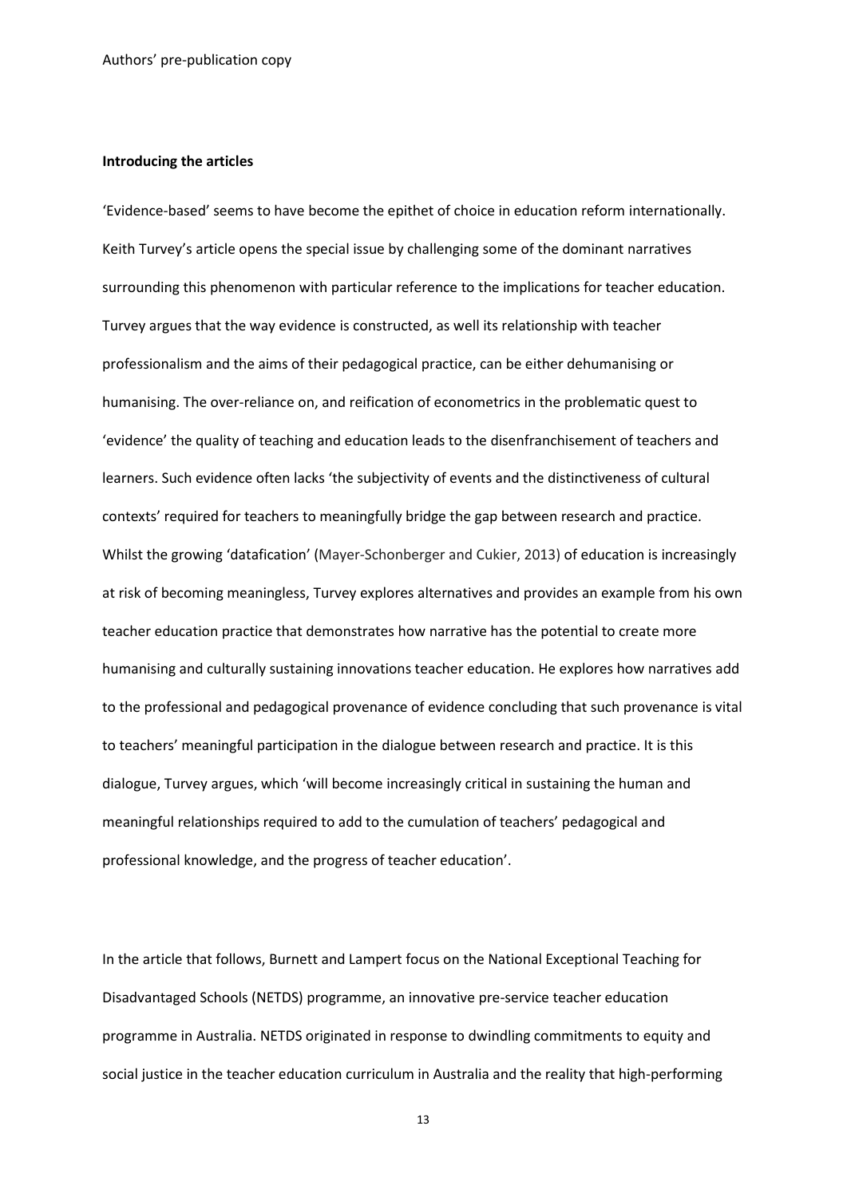**Introducing the articles**

'Evidence-based' seems to have become the epithet of choice in education reform internationally. Keith Turvey's article opens the special issue by challenging some of the dominant narratives surrounding this phenomenon with particular reference to the implications for teacher education. Turvey argues that the way evidence is constructed, as well its relationship with teacher professionalism and the aims of their pedagogical practice, can be either dehumanising or humanising. The over-reliance on, and reification of econometrics in the problematic quest to 'evidence' the quality of teaching and education leads to the disenfranchisement of teachers and learners. Such evidence often lacks 'the subjectivity of events and the distinctiveness of cultural contexts' required for teachers to meaningfully bridge the gap between research and practice. Whilst the growing 'datafication' (Mayer-Schonberger and Cukier, 2013) of education is increasingly at risk of becoming meaningless, Turvey explores alternatives and provides an example from his own teacher education practice that demonstrates how narrative has the potential to create more humanising and culturally sustaining innovations teacher education. He explores how narratives add to the professional and pedagogical provenance of evidence concluding that such provenance is vital to teachers' meaningful participation in the dialogue between research and practice. It is this dialogue, Turvey argues, which 'will become increasingly critical in sustaining the human and meaningful relationships required to add to the cumulation of teachers' pedagogical and professional knowledge, and the progress of teacher education'.

In the article that follows, Burnett and Lampert focus on the National Exceptional Teaching for Disadvantaged Schools (NETDS) programme, an innovative pre-service teacher education programme in Australia. NETDS originated in response to dwindling commitments to equity and social justice in the teacher education curriculum in Australia and the reality that high-performing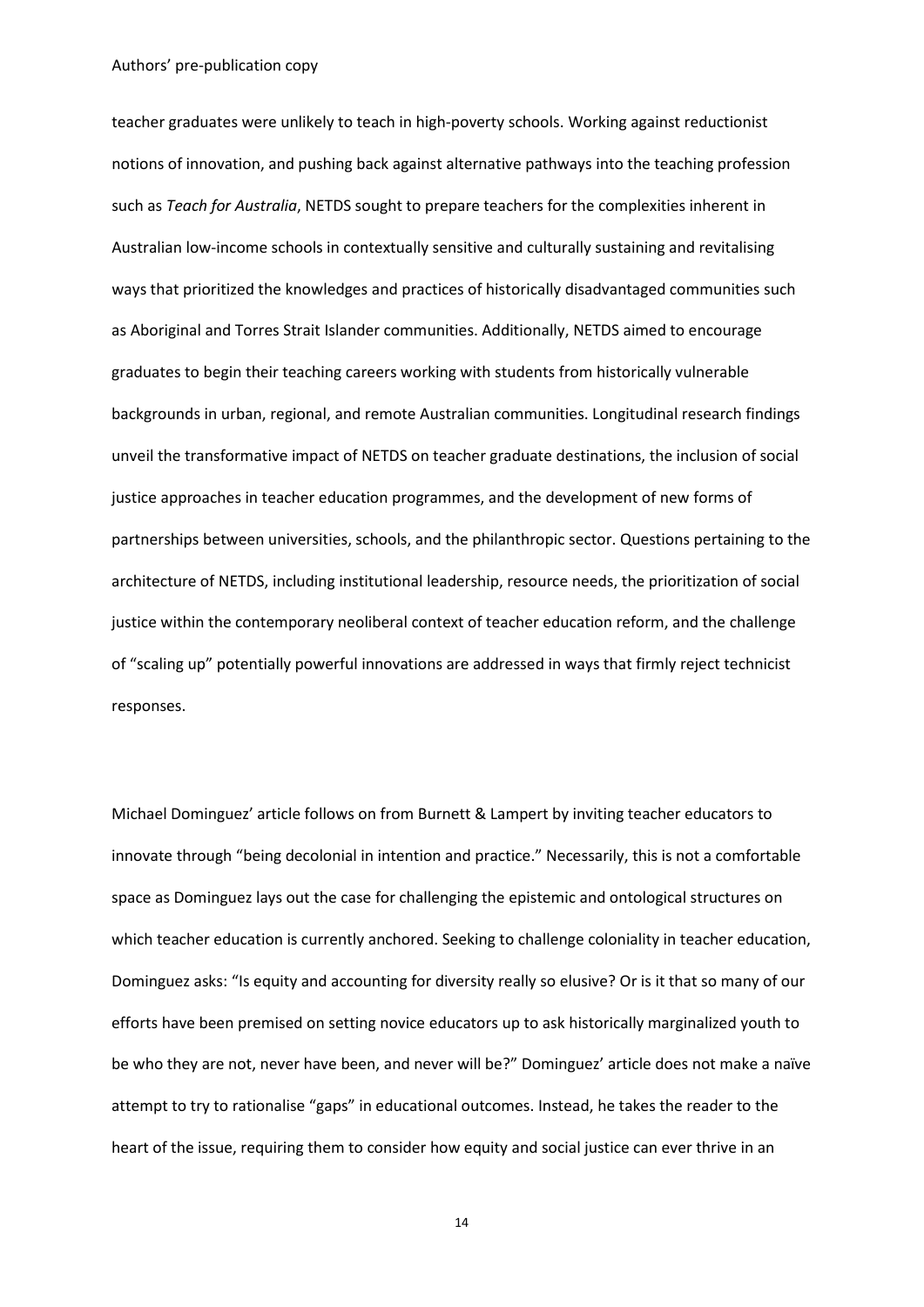teacher graduates were unlikely to teach in high-poverty schools. Working against reductionist notions of innovation, and pushing back against alternative pathways into the teaching profession such as *Teach for Australia*, NETDS sought to prepare teachers for the complexities inherent in Australian low-income schools in contextually sensitive and culturally sustaining and revitalising ways that prioritized the knowledges and practices of historically disadvantaged communities such as Aboriginal and Torres Strait Islander communities. Additionally, NETDS aimed to encourage graduates to begin their teaching careers working with students from historically vulnerable backgrounds in urban, regional, and remote Australian communities. Longitudinal research findings unveil the transformative impact of NETDS on teacher graduate destinations, the inclusion of social justice approaches in teacher education programmes, and the development of new forms of partnerships between universities, schools, and the philanthropic sector. Questions pertaining to the architecture of NETDS, including institutional leadership, resource needs, the prioritization of social justice within the contemporary neoliberal context of teacher education reform, and the challenge of "scaling up" potentially powerful innovations are addressed in ways that firmly reject technicist responses.

Michael Dominguez' article follows on from Burnett & Lampert by inviting teacher educators to innovate through "being decolonial in intention and practice." Necessarily, this is not a comfortable space as Dominguez lays out the case for challenging the epistemic and ontological structures on which teacher education is currently anchored. Seeking to challenge coloniality in teacher education, Dominguez asks: "Is equity and accounting for diversity really so elusive? Or is it that so many of our efforts have been premised on setting novice educators up to ask historically marginalized youth to be who they are not, never have been, and never will be?" Dominguez' article does not make a naïve attempt to try to rationalise "gaps" in educational outcomes. Instead, he takes the reader to the heart of the issue, requiring them to consider how equity and social justice can ever thrive in an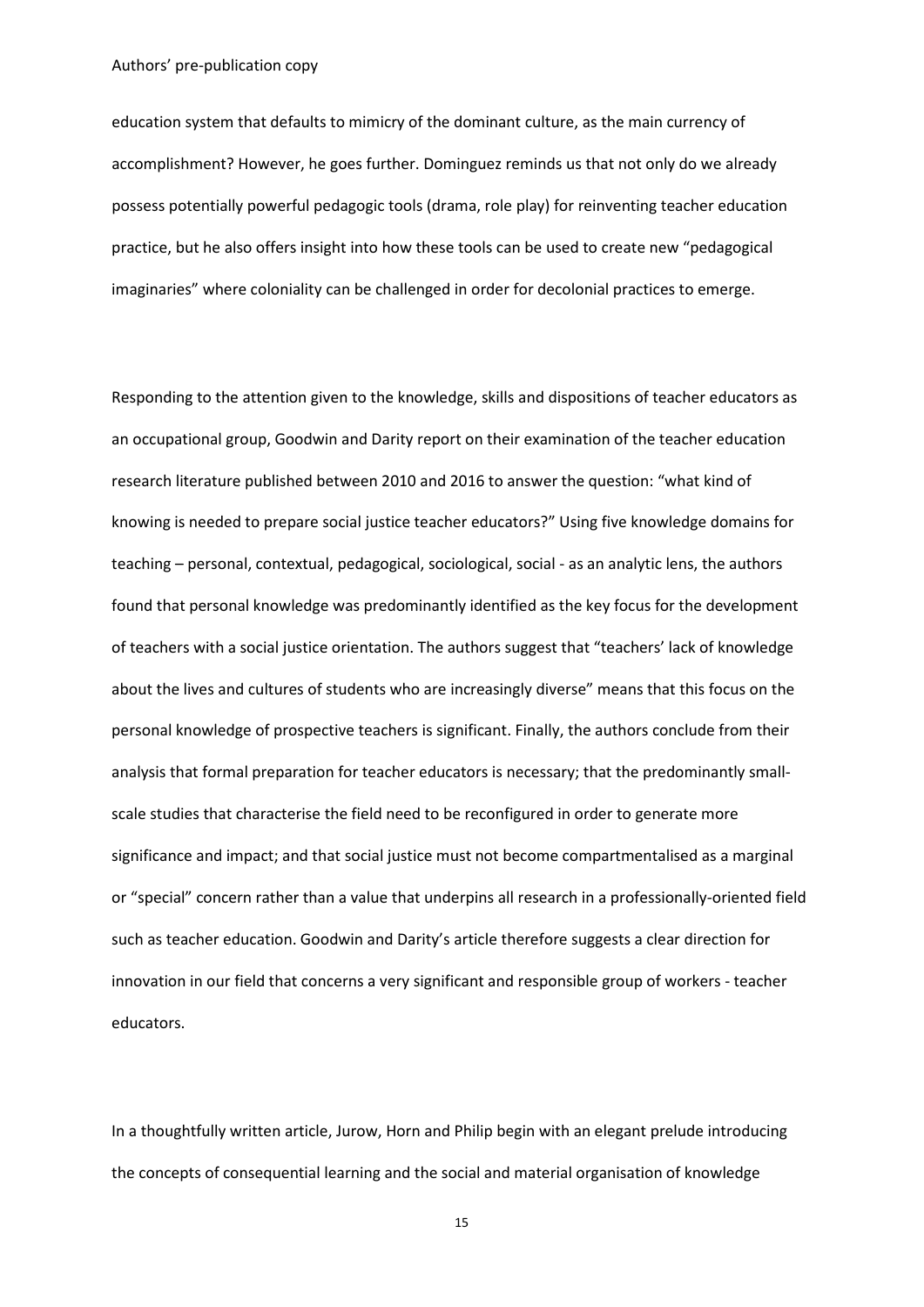education system that defaults to mimicry of the dominant culture, as the main currency of accomplishment? However, he goes further. Dominguez reminds us that not only do we already possess potentially powerful pedagogic tools (drama, role play) for reinventing teacher education practice, but he also offers insight into how these tools can be used to create new "pedagogical imaginaries" where coloniality can be challenged in order for decolonial practices to emerge.

Responding to the attention given to the knowledge, skills and dispositions of teacher educators as an occupational group, Goodwin and Darity report on their examination of the teacher education research literature published between 2010 and 2016 to answer the question: "what kind of knowing is needed to prepare social justice teacher educators?" Using five knowledge domains for teaching – personal, contextual, pedagogical, sociological, social - as an analytic lens, the authors found that personal knowledge was predominantly identified as the key focus for the development of teachers with a social justice orientation. The authors suggest that "teachers' lack of knowledge about the lives and cultures of students who are increasingly diverse" means that this focus on the personal knowledge of prospective teachers is significant. Finally, the authors conclude from their analysis that formal preparation for teacher educators is necessary; that the predominantly small-scale studies that characterise the field need to be reconfigured in order to generate more significance and impact; and that social justice must not become compartmentalised as a marginal or "special" concern rather than a value that underpins all research in a professionally-oriented field such as teacher education. Goodwin and Darity's article therefore suggests a clear direction for innovation in our field that concerns a very significant and responsible group of workers - teacher educators.

In a thoughtfully written article, Jurow, Horn and Philip begin with an elegant prelude introducing the concepts of consequential learning and the social and material organisation of knowledge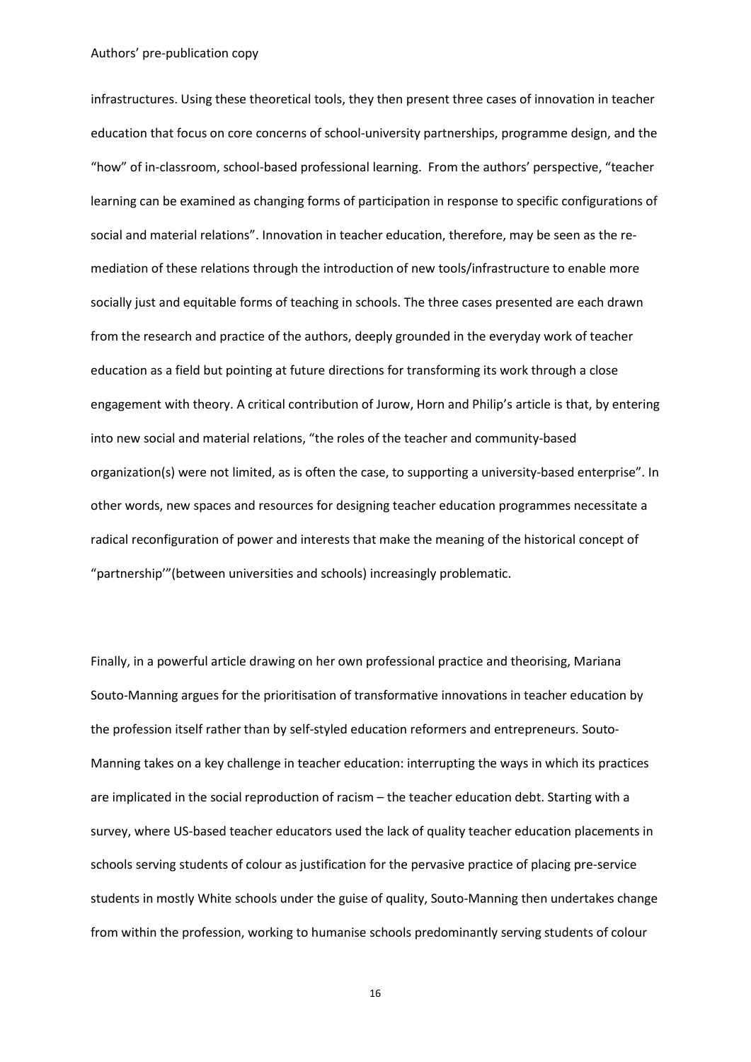infrastructures. Using these theoretical tools, they then present three cases of innovation in teacher education that focus on core concerns of school-university partnerships, programme design, and the "how" of in-classroom, school-based professional learning. From the authors' perspective, "teacher learning can be examined as changing forms of participation in response to specific configurations of social and material relations". Innovation in teacher education, therefore, may be seen as the re-mediation of these relations through the introduction of new tools/infrastructure to enable more socially just and equitable forms of teaching in schools. The three cases presented are each drawn from the research and practice of the authors, deeply grounded in the everyday work of teacher education as a field but pointing at future directions for transforming its work through a close engagement with theory. A critical contribution of Jurow, Horn and Philip's article is that, by entering into new social and material relations, "the roles of the teacher and community-based organization(s) were not limited, as is often the case, to supporting a university-based enterprise". In other words, new spaces and resources for designing teacher education programmes necessitate a radical reconfiguration of power and interests that make the meaning of the historical concept of "partnership'"(between universities and schools) increasingly problematic.

Finally, in a powerful article drawing on her own professional practice and theorising, Mariana Souto-Manning argues for the prioritisation of transformative innovations in teacher education by the profession itself rather than by self-styled education reformers and entrepreneurs. Souto-Manning takes on a key challenge in teacher education: interrupting the ways in which its practices are implicated in the social reproduction of racism – the teacher education debt. Starting with a survey, where US-based teacher educators used the lack of quality teacher education placements in schools serving students of colour as justification for the pervasive practice of placing pre-service students in mostly White schools under the guise of quality, Souto-Manning then undertakes change from within the profession, working to humanise schools predominantly serving students of colour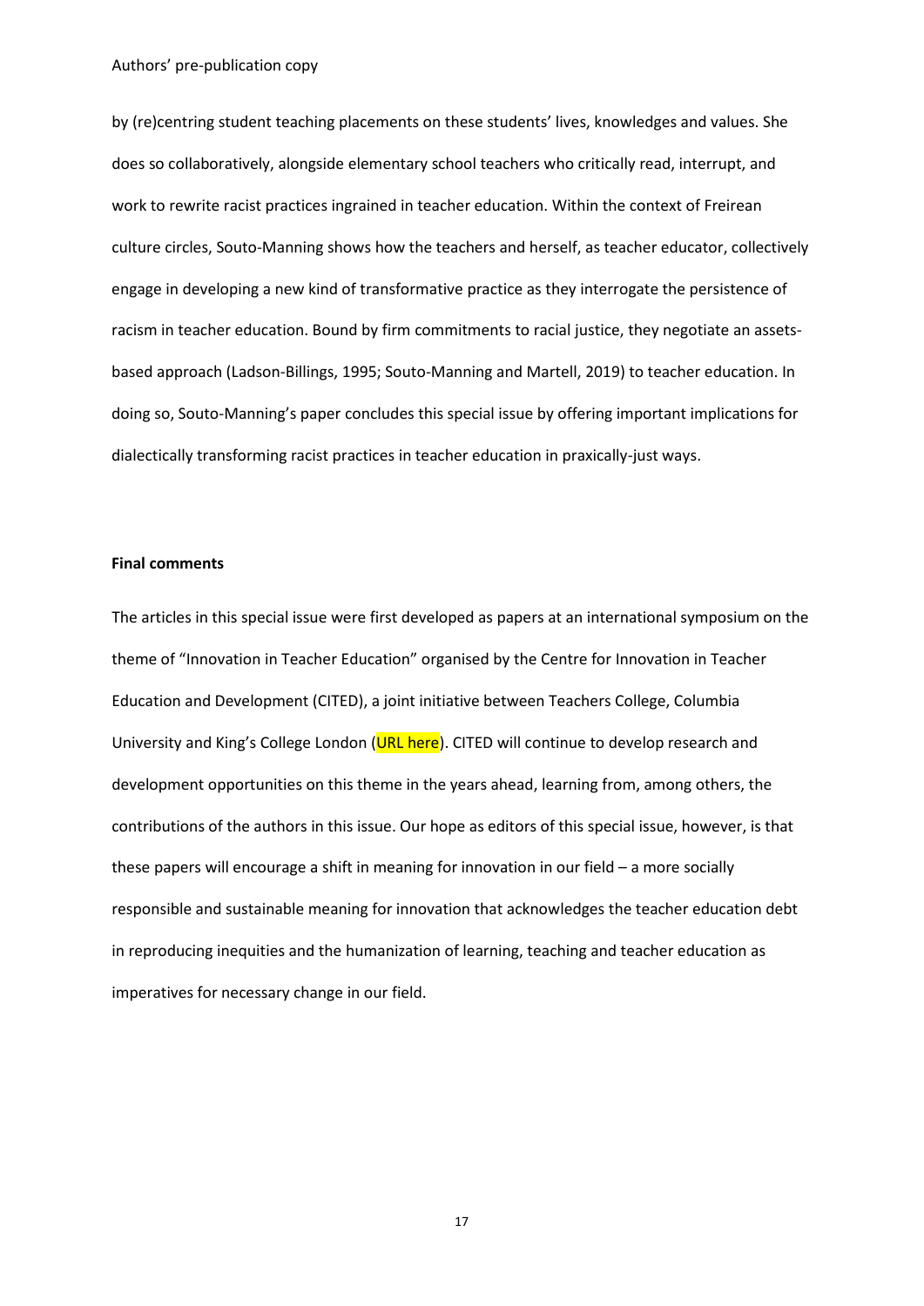by (re)centring student teaching placements on these students' lives, knowledges and values. She does so collaboratively, alongside elementary school teachers who critically read, interrupt, and work to rewrite racist practices ingrained in teacher education. Within the context of Freirean culture circles, Souto-Manning shows how the teachers and herself, as teacher educator, collectively engage in developing a new kind of transformative practice as they interrogate the persistence of racism in teacher education. Bound by firm commitments to racial justice, they negotiate an assets-based approach (Ladson-Billings, 1995; Souto-Manning and Martell, 2019) to teacher education. In doing so, Souto-Manning's paper concludes this special issue by offering important implications for dialectically transforming racist practices in teacher education in praxically-just ways.

**Final comments**

The articles in this special issue were first developed as papers at an international symposium on the theme of "Innovation in Teacher Education" organised by the Centre for Innovation in Teacher Education and Development (CITED), a joint initiative between Teachers College, Columbia University and King's College London (URL here). CITED will continue to develop research and development opportunities on this theme in the years ahead, learning from, among others, the contributions of the authors in this issue. Our hope as editors of this special issue, however, is that these papers will encourage a shift in meaning for innovation in our field – a more socially responsible and sustainable meaning for innovation that acknowledges the teacher education debt in reproducing inequities and the humanization of learning, teaching and teacher education as imperatives for necessary change in our field.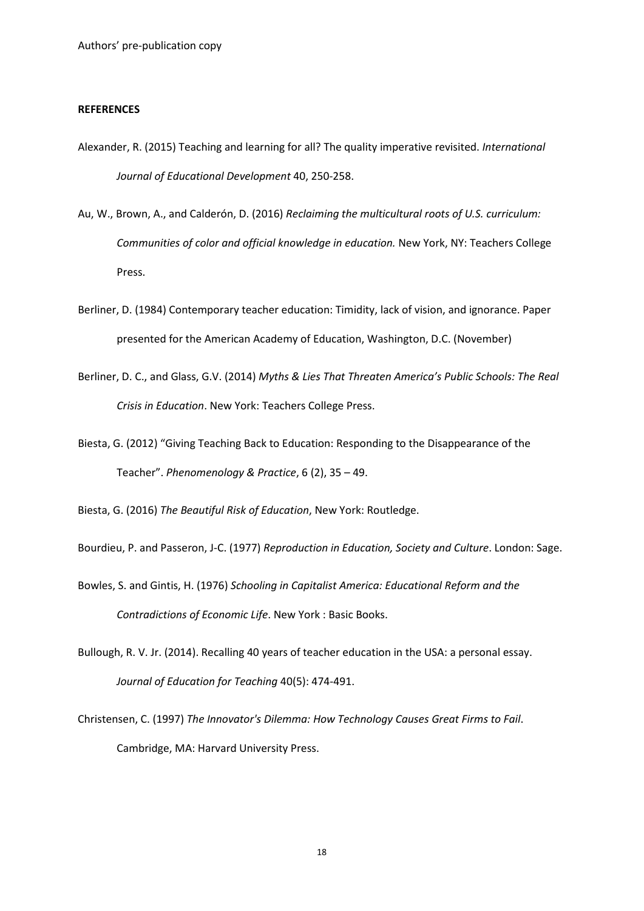**REFERENCES**

Alexander, R. (2015) Teaching and learning for all? The quality imperative revisited. *International Journal of Educational Development* 40, 250-258.

Au, W., Brown, A., and Calderón, D. (2016) *Reclaiming the multicultural roots of U.S. curriculum: Communities of color and official knowledge in education.* New York, NY: Teachers College Press.

Berliner, D. (1984) Contemporary teacher education: Timidity, lack of vision, and ignorance. Paper presented for the American Academy of Education, Washington, D.C. (November)

Berliner, D. C., and Glass, G.V. (2014) *Myths & Lies That Threaten America's Public Schools: The Real Crisis in Education*. New York: Teachers College Press.

Biesta, G. (2012) "Giving Teaching Back to Education: Responding to the Disappearance of the Teacher". *Phenomenology & Practice*, 6 (2), 35 – 49.

Biesta, G. (2016) *The Beautiful Risk of Education*, New York: Routledge.

Bourdieu, P. and Passeron, J-C. (1977) *Reproduction in Education, Society and Culture*. London: Sage.

Bowles, S. and Gintis, H. (1976) *Schooling in Capitalist America: Educational Reform and the Contradictions of Economic Life*. New York : Basic Books.

Bullough, R. V. Jr. (2014). Recalling 40 years of teacher education in the USA: a personal essay. *Journal of Education for Teaching* 40(5): 474-491.

Christensen, C. (1997) *The Innovator's Dilemma: How Technology Causes Great Firms to Fail*. Cambridge, MA: Harvard University Press.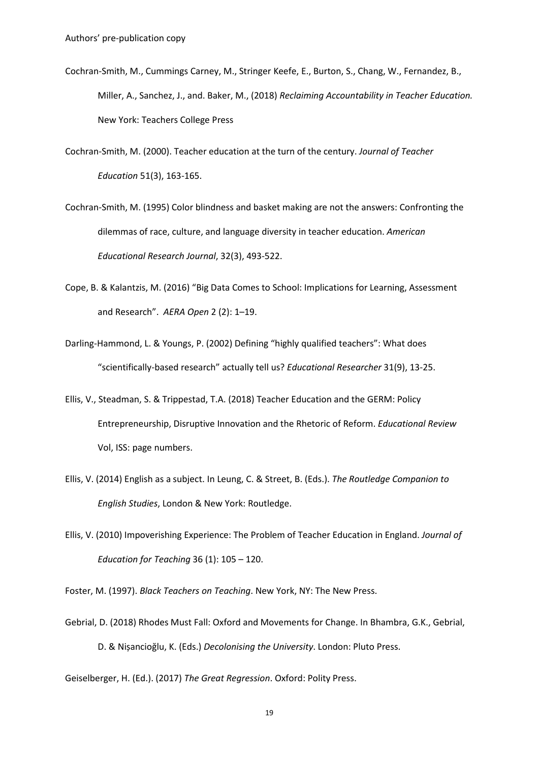Cochran-Smith, M., Cummings Carney, M., Stringer Keefe, E., Burton, S., Chang, W., Fernandez, B., Miller, A., Sanchez, J., and. Baker, M., (2018) *Reclaiming Accountability in Teacher Education.* New York: Teachers College Press

Cochran-Smith, M. (2000). Teacher education at the turn of the century. *Journal of Teacher Education* 51(3), 163-165.

Cochran-Smith, M. (1995) Color blindness and basket making are not the answers: Confronting the dilemmas of race, culture, and language diversity in teacher education. *American Educational Research Journal*, 32(3), 493-522.

Cope, B. & Kalantzis, M. (2016) "Big Data Comes to School: Implications for Learning, Assessment and Research". *AERA Open* 2 (2): 1–19.

Darling-Hammond, L. & Youngs, P. (2002) Defining "highly qualified teachers": What does "scientifically-based research" actually tell us? *Educational Researcher* 31(9), 13-25.

Ellis, V., Steadman, S. & Trippestad, T.A. (2018) Teacher Education and the GERM: Policy Entrepreneurship, Disruptive Innovation and the Rhetoric of Reform. *Educational Review* Vol, ISS: page numbers.

Ellis, V. (2014) English as a subject. In Leung, C. & Street, B. (Eds.). *The Routledge Companion to English Studies*, London & New York: Routledge.

Ellis, V. (2010) Impoverishing Experience: The Problem of Teacher Education in England. *Journal of Education for Teaching* 36 (1): 105 – 120.

Foster, M. (1997). *Black Teachers on Teaching*. New York, NY: The New Press.

Gebrial, D. (2018) Rhodes Must Fall: Oxford and Movements for Change. In Bhambra, G.K., Gebrial, D. & Nişancioğlu, K. (Eds.) *Decolonising the University*. London: Pluto Press.

Geiselberger, H. (Ed.). (2017) *The Great Regression*. Oxford: Polity Press.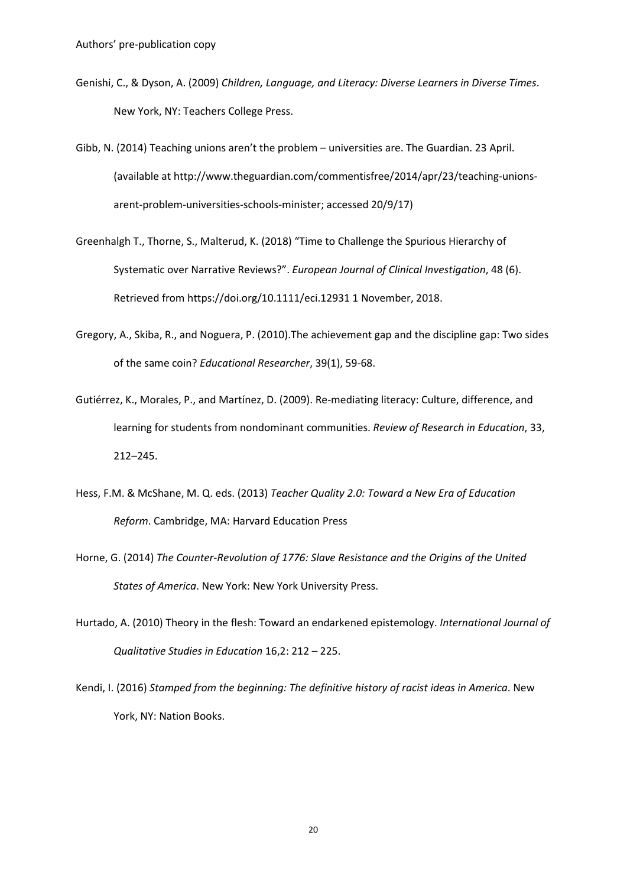Genishi, C., & Dyson, A. (2009) *Children, Language, and Literacy: Diverse Learners in Diverse Times*. New York, NY: Teachers College Press.

Gibb, N. (2014) Teaching unions aren't the problem – universities are. The Guardian. 23 April. (available at http://www.theguardian.com/commentisfree/2014/apr/23/teaching-unions-arent-problem-universities-schools-minister; accessed 20/9/17)

Greenhalgh T., Thorne, S., Malterud, K. (2018) "Time to Challenge the Spurious Hierarchy of Systematic over Narrative Reviews?". *European Journal of Clinical Investigation*, 48 (6). Retrieved from https://doi.org/10.1111/eci.12931 1 November, 2018.

Gregory, A., Skiba, R., and Noguera, P. (2010).The achievement gap and the discipline gap: Two sides of the same coin? *Educational Researcher*, 39(1), 59-68.

Gutiérrez, K., Morales, P., and Martínez, D. (2009). Re-mediating literacy: Culture, difference, and learning for students from nondominant communities. *Review of Research in Education*, 33, 212–245.

Hess, F.M. & McShane, M. Q. eds. (2013) *Teacher Quality 2.0: Toward a New Era of Education Reform*. Cambridge, MA: Harvard Education Press

Horne, G. (2014) *The Counter-Revolution of 1776: Slave Resistance and the Origins of the United States of America*. New York: New York University Press.

Hurtado, A. (2010) Theory in the flesh: Toward an endarkened epistemology. *International Journal of Qualitative Studies in Education* 16,2: 212 – 225.

Kendi, I. (2016) *Stamped from the beginning: The definitive history of racist ideas in America*. New York, NY: Nation Books.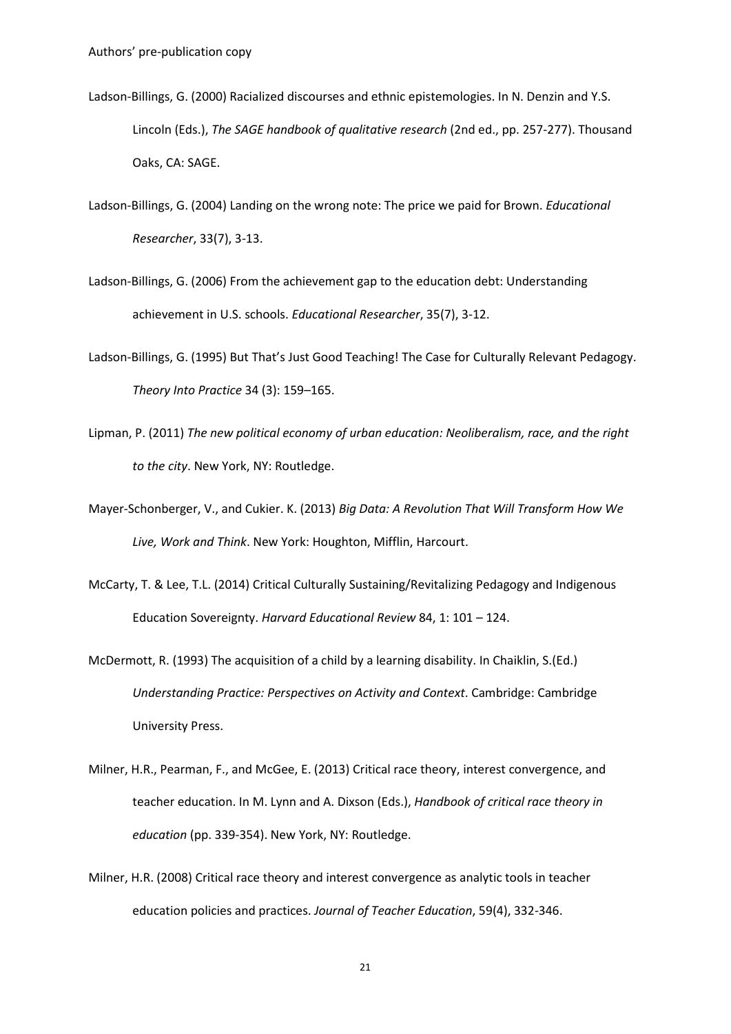Ladson-Billings, G. (2000) Racialized discourses and ethnic epistemologies. In N. Denzin and Y.S. Lincoln (Eds.), *The SAGE handbook of qualitative research* (2nd ed., pp. 257-277). Thousand Oaks, CA: SAGE.

Ladson-Billings, G. (2004) Landing on the wrong note: The price we paid for Brown. *Educational Researcher*, 33(7), 3-13.

Ladson-Billings, G. (2006) From the achievement gap to the education debt: Understanding achievement in U.S. schools. *Educational Researcher*, 35(7), 3-12.

Ladson-Billings, G. (1995) But That's Just Good Teaching! The Case for Culturally Relevant Pedagogy. *Theory Into Practice* 34 (3): 159–165.

Lipman, P. (2011) *The new political economy of urban education: Neoliberalism, race, and the right to the city*. New York, NY: Routledge.

Mayer-Schonberger, V., and Cukier. K. (2013) *Big Data: A Revolution That Will Transform How We Live, Work and Think*. New York: Houghton, Mifflin, Harcourt.

McCarty, T. & Lee, T.L. (2014) Critical Culturally Sustaining/Revitalizing Pedagogy and Indigenous Education Sovereignty. *Harvard Educational Review* 84, 1: 101 – 124.

McDermott, R. (1993) The acquisition of a child by a learning disability. In Chaiklin, S.(Ed.) *Understanding Practice: Perspectives on Activity and Context*. Cambridge: Cambridge University Press.

Milner, H.R., Pearman, F., and McGee, E. (2013) Critical race theory, interest convergence, and teacher education. In M. Lynn and A. Dixson (Eds.), *Handbook of critical race theory in education* (pp. 339-354). New York, NY: Routledge.

Milner, H.R. (2008) Critical race theory and interest convergence as analytic tools in teacher education policies and practices. *Journal of Teacher Education*, 59(4), 332-346.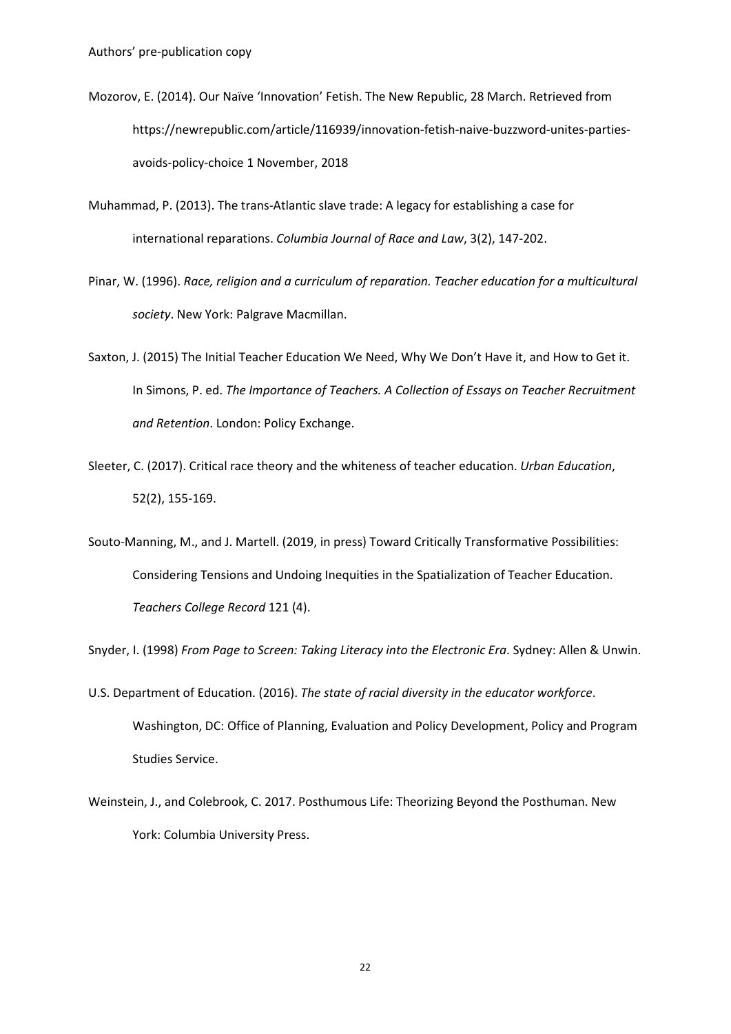Mozorov, E. (2014). Our Naïve 'Innovation' Fetish. The New Republic, 28 March. Retrieved from https://newrepublic.com/article/116939/innovation-fetish-naive-buzzword-unites-parties-avoids-policy-choice 1 November, 2018

Muhammad, P. (2013). The trans-Atlantic slave trade: A legacy for establishing a case for international reparations. *Columbia Journal of Race and Law*, 3(2), 147-202.

Pinar, W. (1996). *Race, religion and a curriculum of reparation. Teacher education for a multicultural society*. New York: Palgrave Macmillan.

Saxton, J. (2015) The Initial Teacher Education We Need, Why We Don't Have it, and How to Get it. In Simons, P. ed. *The Importance of Teachers. A Collection of Essays on Teacher Recruitment and Retention*. London: Policy Exchange.

Sleeter, C. (2017). Critical race theory and the whiteness of teacher education. *Urban Education*, 52(2), 155-169.

Souto-Manning, M., and J. Martell. (2019, in press) Toward Critically Transformative Possibilities: Considering Tensions and Undoing Inequities in the Spatialization of Teacher Education. *Teachers College Record* 121 (4).

Snyder, I. (1998) *From Page to Screen: Taking Literacy into the Electronic Era*. Sydney: Allen & Unwin.

U.S. Department of Education. (2016). *The state of racial diversity in the educator workforce*. Washington, DC: Office of Planning, Evaluation and Policy Development, Policy and Program Studies Service.

Weinstein, J., and Colebrook, C. 2017. Posthumous Life: Theorizing Beyond the Posthuman. New York: Columbia University Press.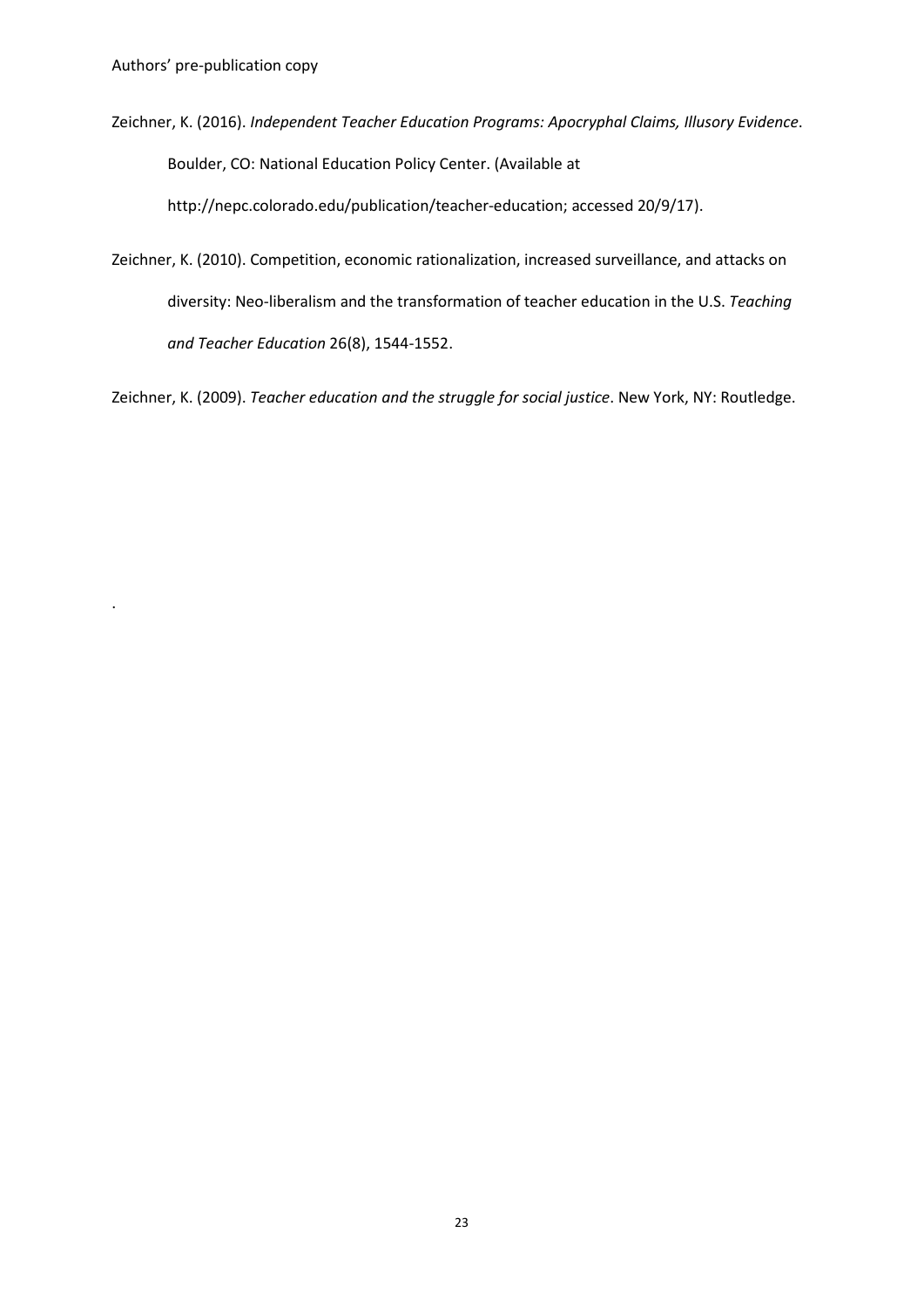Zeichner, K. (2016). *Independent Teacher Education Programs: Apocryphal Claims, Illusory Evidence*. Boulder, CO: National Education Policy Center. (Available at http://nepc.colorado.edu/publication/teacher-education; accessed 20/9/17).

Zeichner, K. (2010). Competition, economic rationalization, increased surveillance, and attacks on diversity: Neo-liberalism and the transformation of teacher education in the U.S. *Teaching and Teacher Education* 26(8), 1544-1552.

Zeichner, K. (2009). *Teacher education and the struggle for social justice*. New York, NY: Routledge.

.